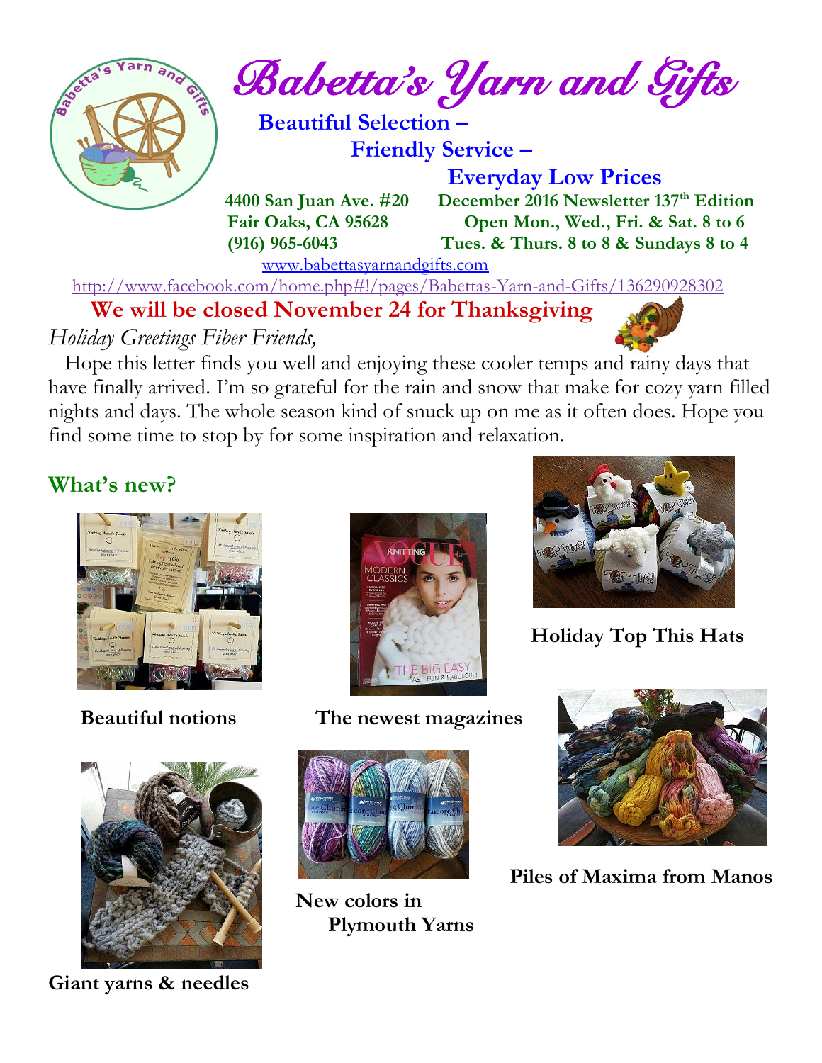# Babetta's Yarn and Gifts

**Beautiful Selection –**
**Friendly Service –**
**Everyday Low Prices**

**4400 San Juan Ave. #20**
**Fair Oaks, CA 95628**
**(916) 965-6043**

**December 2016 Newsletter 137th Edition**
**Open Mon., Wed., Fri. & Sat. 8 to 6**
**Tues. & Thurs. 8 to 8 & Sundays 8 to 4**

www.babettasyarnandgifts.com

http://www.facebook.com/home.php#!/pages/Babettas-Yarn-and-Gifts/136290928302

**We will be closed November 24 for Thanksgiving**

*Holiday Greetings Fiber Friends,*

Hope this letter finds you well and enjoying these cooler temps and rainy days that have finally arrived. I'm so grateful for the rain and snow that make for cozy yarn filled nights and days. The whole season kind of snuck up on me as it often does. Hope you find some time to stop by for some inspiration and relaxation.

## What's new?

**Beautiful notions**

**The newest magazines**

**Holiday Top This Hats**

**Giant yarns & needles**

**New colors in Plymouth Yarns**

**Piles of Maxima from Manos**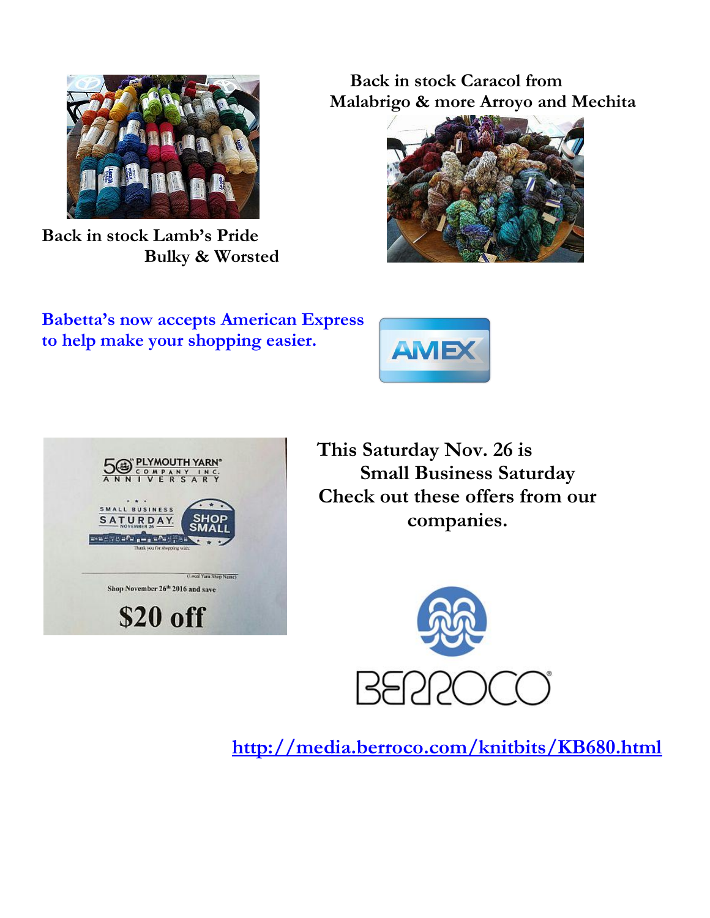Back in stock Lamb's Pride Bulky & Worsted

Back in stock Caracol from Malabrigo & more Arroyo and Mechita

Babetta's now accepts American Express to help make your shopping easier.

This Saturday Nov. 26 is Small Business Saturday

Check out these offers from our companies.

http://media.berroco.com/knitbits/KB680.html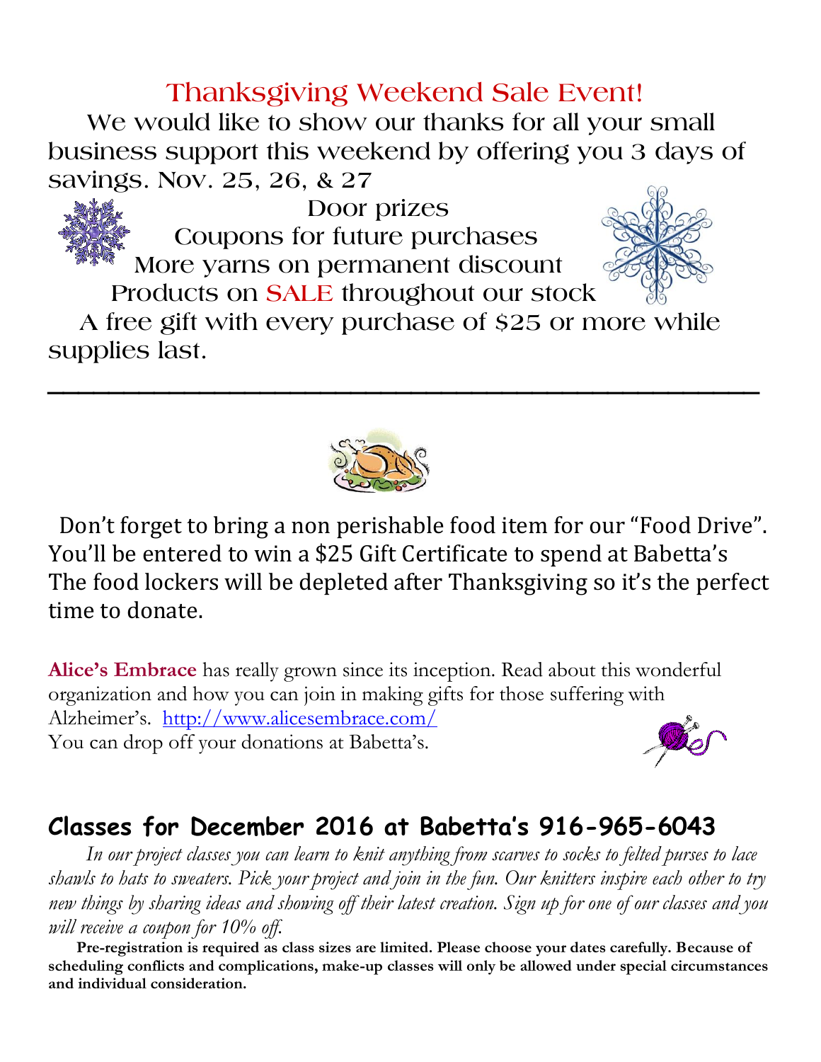## Thanksgiving Weekend Sale Event!

We would like to show our thanks for all your small business support this weekend by offering you 3 days of savings. Nov. 25, 26, & 27

Door prizes

Coupons for future purchases

More yarns on permanent discount

Products on SALE throughout our stock

A free gift with every purchase of $25 or more while supplies last.

---

Don't forget to bring a non perishable food item for our "Food Drive". You'll be entered to win a $25 Gift Certificate to spend at Babetta's The food lockers will be depleted after Thanksgiving so it's the perfect time to donate.

**Alice's Embrace** has really grown since its inception. Read about this wonderful organization and how you can join in making gifts for those suffering with Alzheimer's. [http://www.alicesembrace.com/](http://www.alicesembrace.com/)
You can drop off your donations at Babetta's.

## Classes for December 2016 at Babetta's 916-965-6043

*In our project classes you can learn to knit anything from scarves to socks to felted purses to lace shawls to hats to sweaters. Pick your project and join in the fun. Our knitters inspire each other to try new things by sharing ideas and showing off their latest creation. Sign up for one of our classes and you will receive a coupon for 10% off.*

**Pre-registration is required as class sizes are limited. Please choose your dates carefully. Because of scheduling conflicts and complications, make-up classes will only be allowed under special circumstances and individual consideration.**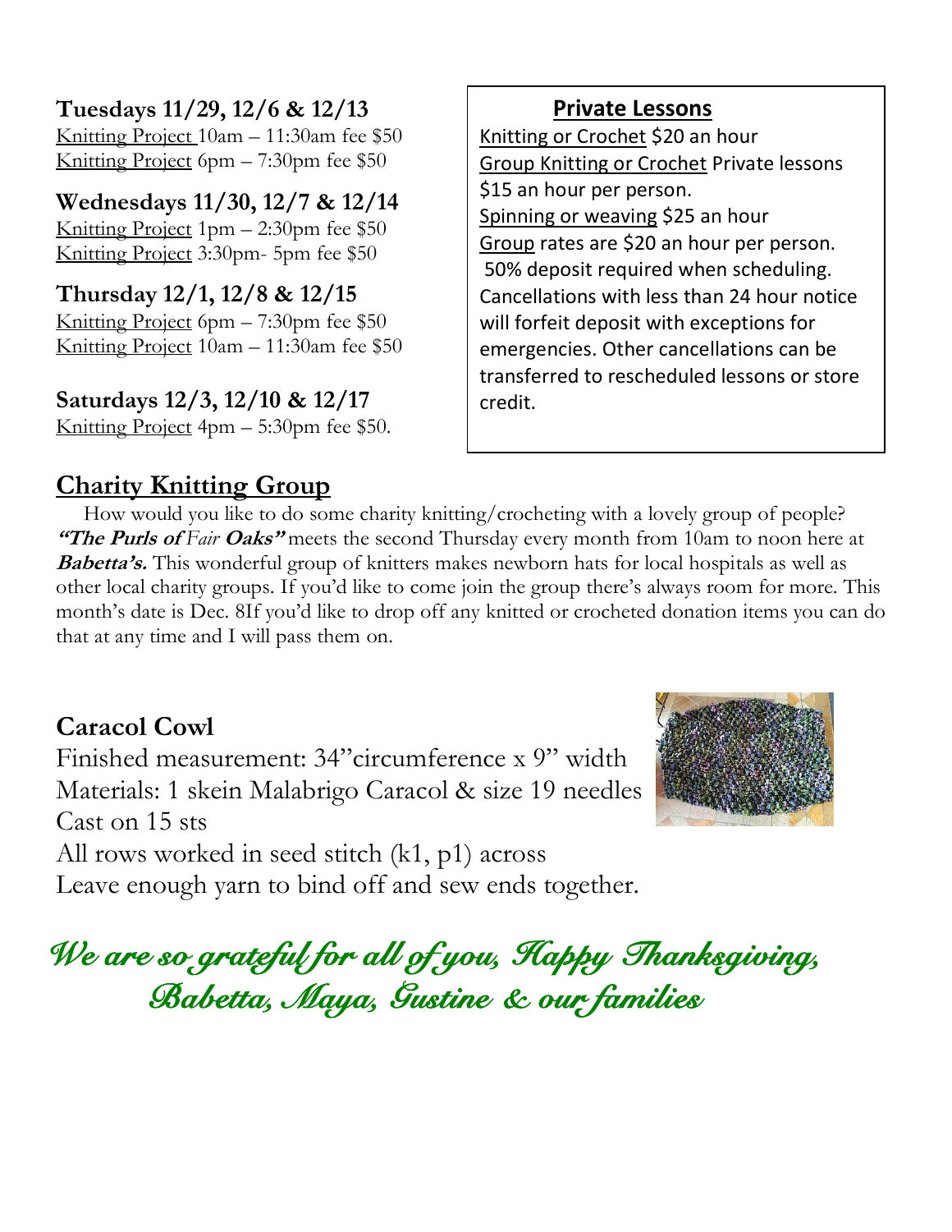**Tuesdays 11/29, 12/6 & 12/13**
Knitting Project 10am – 11:30am fee $50
Knitting Project 6pm – 7:30pm fee $50

**Wednesdays 11/30, 12/7 & 12/14**
Knitting Project 1pm – 2:30pm fee $50
Knitting Project 3:30pm- 5pm fee $50

**Thursday 12/1, 12/8 & 12/15**
Knitting Project 6pm – 7:30pm fee $50
Knitting Project 10am – 11:30am fee $50

**Saturdays 12/3, 12/10 & 12/17**
Knitting Project 4pm – 5:30pm fee $50.

**Private Lessons**

Knitting or Crochet $20 an hour
Group Knitting or Crochet Private lessons $15 an hour per person.
Spinning or weaving $25 an hour
Group rates are $20 an hour per person.
50% deposit required when scheduling. Cancellations with less than 24 hour notice will forfeit deposit with exceptions for emergencies. Other cancellations can be transferred to rescheduled lessons or store credit.

## Charity Knitting Group

How would you like to do some charity knitting/crocheting with a lovely group of people? ***"The Purls of*** *Fair* ***Oaks"*** meets the second Thursday every month from 10am to noon here at ***Babetta's.*** This wonderful group of knitters makes newborn hats for local hospitals as well as other local charity groups. If you'd like to come join the group there's always room for more. This month's date is Dec. 8If you'd like to drop off any knitted or crocheted donation items you can do that at any time and I will pass them on.

## Caracol Cowl

Finished measurement: 34"circumference x 9" width
Materials: 1 skein Malabrigo Caracol & size 19 needles
Cast on 15 sts
All rows worked in seed stitch (k1, p1) across
Leave enough yarn to bind off and sew ends together.

*We are so grateful for all of you, Happy Thanksgiving,*
*Babetta, Maya, Gustine & our families*